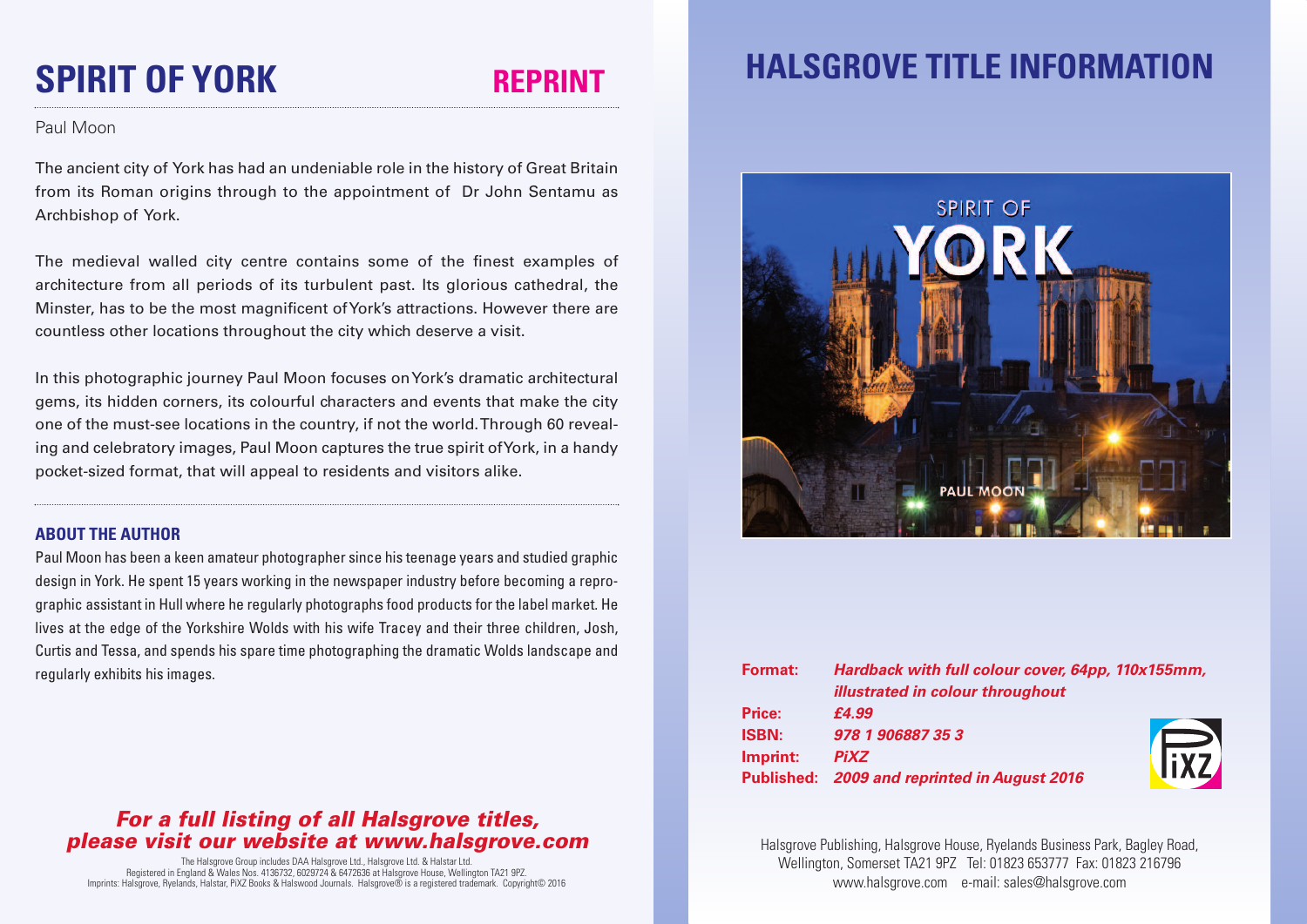# SPIRIT OF YORK

**REPRINT**

Paul Moon

The ancient city of York has had an undeniable role in the history of Great Britain from its Roman origins through to the appointment of Dr John Sentamu as Archbishop of York.

The medieval walled city centre contains some of the finest examples of architecture from all periods of its turbulent past. Its glorious cathedral, the Minster, has to be the most magnificent of York's attractions. However there are countless other locations throughout the city which deserve a visit.

In this photographic journey Paul Moon focuses on York's dramatic architectural gems, its hidden corners, its colourful characters and events that make the city one of the must-see locations in the country, if not the world. Through 60 revealing and celebratory images, Paul Moon captures the true spirit of York, in a handy pocket-sized format, that will appeal to residents and visitors alike.

### ABOUT THE AUTHOR

Paul Moon has been a keen amateur photographer since his teenage years and studied graphic design in York. He spent 15 years working in the newspaper industry before becoming a reprographic assistant in Hull where he regularly photographs food products for the label market. He lives at the edge of the Yorkshire Wolds with his wife Tracey and their three children, Josh, Curtis and Tessa, and spends his spare time photographing the dramatic Wolds landscape and regularly exhibits his images.

***For a full listing of all Halsgrove titles, please visit our website at www.halsgrove.com***

The Halsgrove Group includes DAA Halsgrove Ltd., Halsgrove Ltd. & Halstar Ltd.
Registered in England & Wales Nos. 4136732, 6029724 & 6472636 at Halsgrove House, Wellington TA21 9PZ.
Imprints: Halsgrove, Ryelands, Halstar, PiXZ Books & Halswood Journals. Halsgrove® is a registered trademark. Copyright© 2016

## HALSGROVE TITLE INFORMATION

SPIRIT OF YORK

PAUL MOON

**Format:** ***Hardback with full colour cover, 64pp, 110x155mm, illustrated in colour throughout***
**Price:** ***£4.99***
**ISBN:** ***978 1 906887 35 3***
**Imprint:** ***PiXZ***
**Published:** ***2009 and reprinted in August 2016***

Halsgrove Publishing, Halsgrove House, Ryelands Business Park, Bagley Road, Wellington, Somerset TA21 9PZ Tel: 01823 653777 Fax: 01823 216796
www.halsgrove.com e-mail: sales@halsgrove.com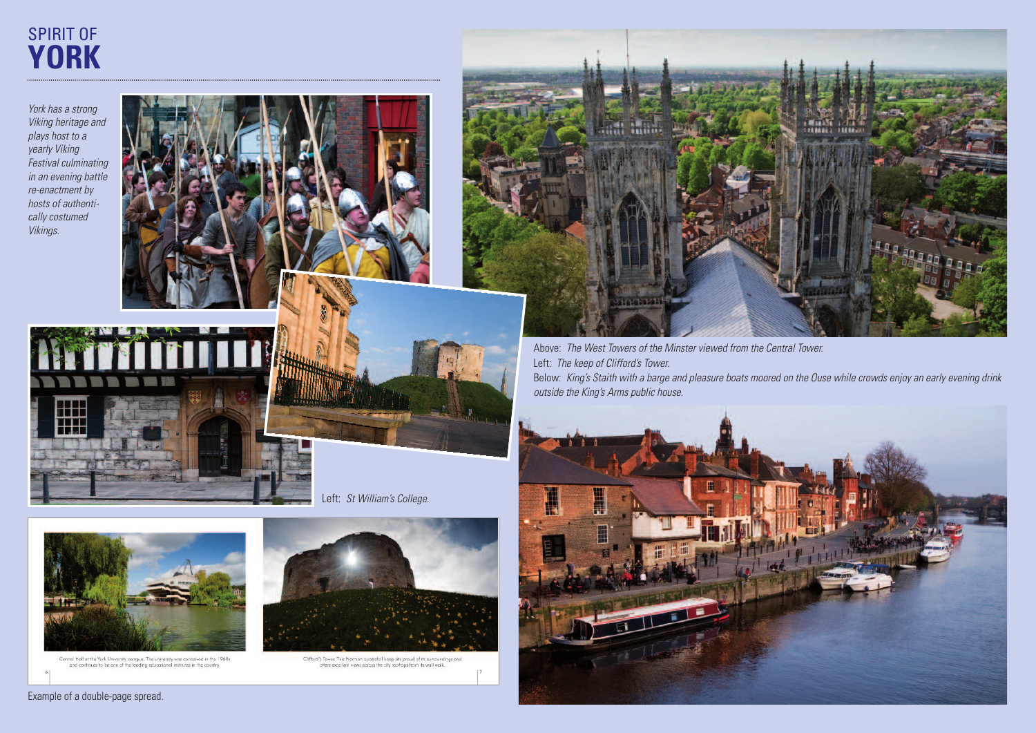# SPIRIT OF **YORK**

*York has a strong Viking heritage and plays host to a yearly Viking Festival culminating in an evening battle re-enactment by hosts of authentically costumed Vikings.*

Above: *The West Towers of the Minster viewed from the Central Tower.*

Left: *The keep of Clifford's Tower.*

Below: *King's Staith with a barge and pleasure boats moored on the Ouse while crowds enjoy an early evening drink outside the King's Arms public house.*

Left: *St William's College.*

Central Hall at the York University campus. The university was conceived in the 1960s and continues to be one of the leading educational institutes in the country.

Clifford's Tower. This Norman quatrefoil keep sits proud of its surroundings and offers excellent views across the city rooftops from its wall walk.

Example of a double-page spread.